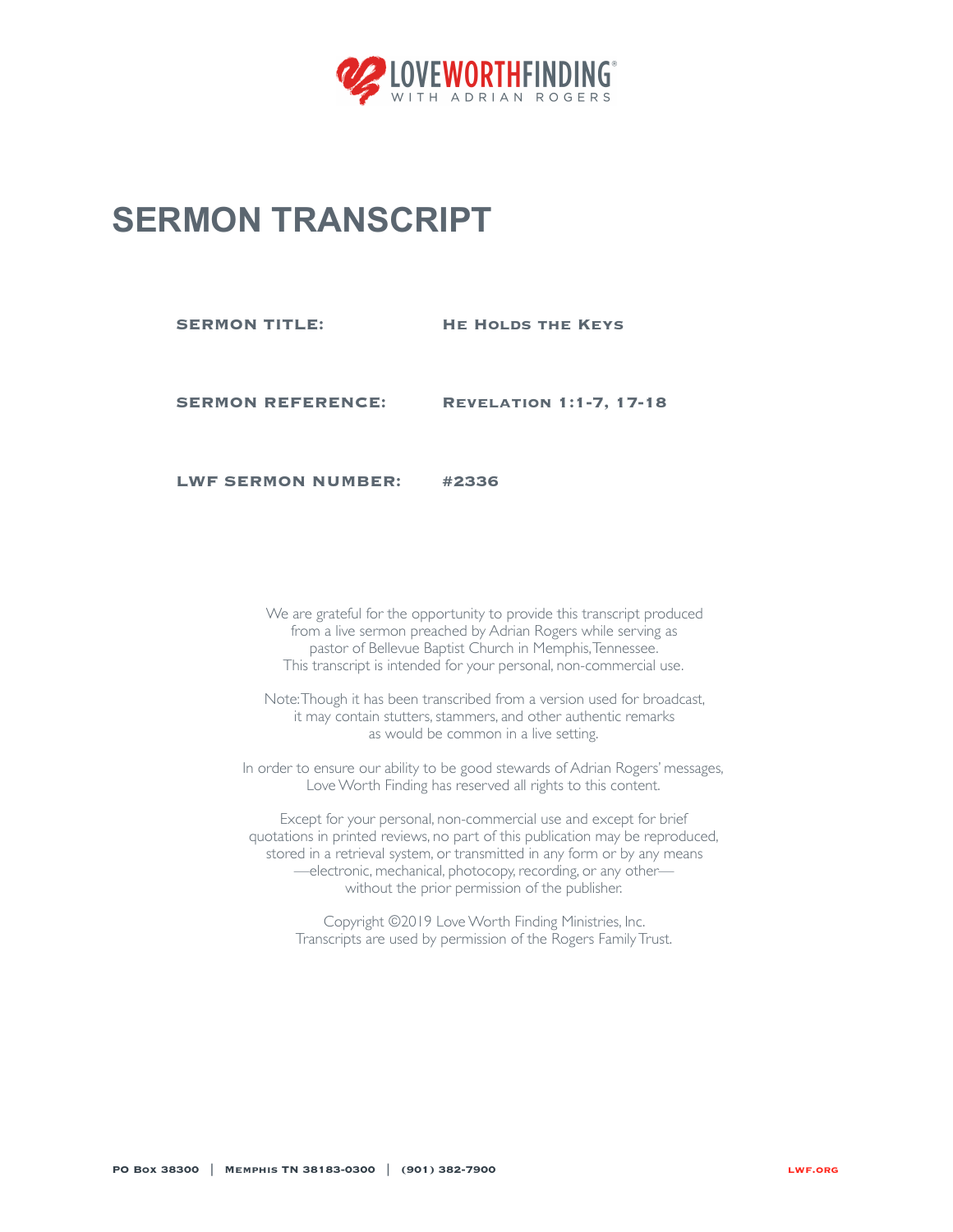LOVEWORTHFINDING®
WITH ADRIAN ROGERS

# SERMON TRANSCRIPT

**SERMON TITLE:** **He Holds the Keys**

**SERMON REFERENCE:** **Revelation 1:1-7, 17-18**

**LWF SERMON NUMBER:** **#2336**

We are grateful for the opportunity to provide this transcript produced from a live sermon preached by Adrian Rogers while serving as pastor of Bellevue Baptist Church in Memphis, Tennessee. This transcript is intended for your personal, non-commercial use.

Note: Though it has been transcribed from a version used for broadcast, it may contain stutters, stammers, and other authentic remarks as would be common in a live setting.

In order to ensure our ability to be good stewards of Adrian Rogers' messages, Love Worth Finding has reserved all rights to this content.

Except for your personal, non-commercial use and except for brief quotations in printed reviews, no part of this publication may be reproduced, stored in a retrieval system, or transmitted in any form or by any means —electronic, mechanical, photocopy, recording, or any other— without the prior permission of the publisher.

Copyright ©2019 Love Worth Finding Ministries, Inc.
Transcripts are used by permission of the Rogers Family Trust.

PO Box 38300 | Memphis TN 38183-0300 | (901) 382-7900 lwf.org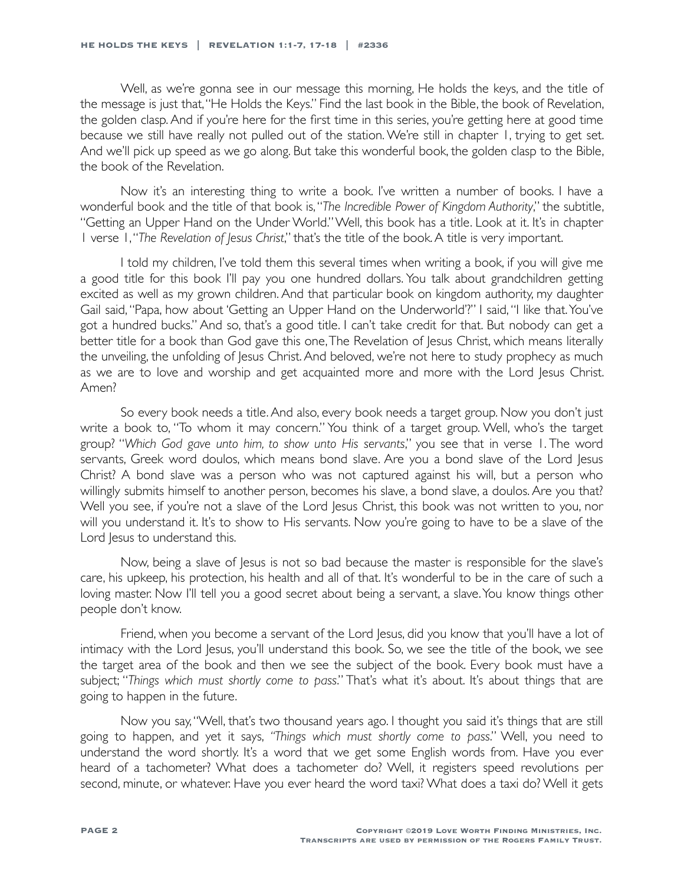Well, as we're gonna see in our message this morning, He holds the keys, and the title of the message is just that, "He Holds the Keys." Find the last book in the Bible, the book of Revelation, the golden clasp. And if you're here for the first time in this series, you're getting here at good time because we still have really not pulled out of the station. We're still in chapter 1, trying to get set. And we'll pick up speed as we go along. But take this wonderful book, the golden clasp to the Bible, the book of the Revelation.

Now it's an interesting thing to write a book. I've written a number of books. I have a wonderful book and the title of that book is, "*The Incredible Power of Kingdom Authority*," the subtitle, "Getting an Upper Hand on the Under World." Well, this book has a title. Look at it. It's in chapter 1 verse 1, "*The Revelation of Jesus Christ*," that's the title of the book. A title is very important.

I told my children, I've told them this several times when writing a book, if you will give me a good title for this book I'll pay you one hundred dollars. You talk about grandchildren getting excited as well as my grown children. And that particular book on kingdom authority, my daughter Gail said, "Papa, how about 'Getting an Upper Hand on the Underworld'?" I said, "I like that. You've got a hundred bucks." And so, that's a good title. I can't take credit for that. But nobody can get a better title for a book than God gave this one, The Revelation of Jesus Christ, which means literally the unveiling, the unfolding of Jesus Christ. And beloved, we're not here to study prophecy as much as we are to love and worship and get acquainted more and more with the Lord Jesus Christ. Amen?

So every book needs a title. And also, every book needs a target group. Now you don't just write a book to, "To whom it may concern." You think of a target group. Well, who's the target group? "*Which God gave unto him, to show unto His servants*," you see that in verse 1. The word servants, Greek word doulos, which means bond slave. Are you a bond slave of the Lord Jesus Christ? A bond slave was a person who was not captured against his will, but a person who willingly submits himself to another person, becomes his slave, a bond slave, a doulos. Are you that? Well you see, if you're not a slave of the Lord Jesus Christ, this book was not written to you, nor will you understand it. It's to show to His servants. Now you're going to have to be a slave of the Lord Jesus to understand this.

Now, being a slave of Jesus is not so bad because the master is responsible for the slave's care, his upkeep, his protection, his health and all of that. It's wonderful to be in the care of such a loving master. Now I'll tell you a good secret about being a servant, a slave. You know things other people don't know.

Friend, when you become a servant of the Lord Jesus, did you know that you'll have a lot of intimacy with the Lord Jesus, you'll understand this book. So, we see the title of the book, we see the target area of the book and then we see the subject of the book. Every book must have a subject; "*Things which must shortly come to pass*." That's what it's about. It's about things that are going to happen in the future.

Now you say, "Well, that's two thousand years ago. I thought you said it's things that are still going to happen, and yet it says, *"Things which must shortly come to pass*." Well, you need to understand the word shortly. It's a word that we get some English words from. Have you ever heard of a tachometer? What does a tachometer do? Well, it registers speed revolutions per second, minute, or whatever. Have you ever heard the word taxi? What does a taxi do? Well it gets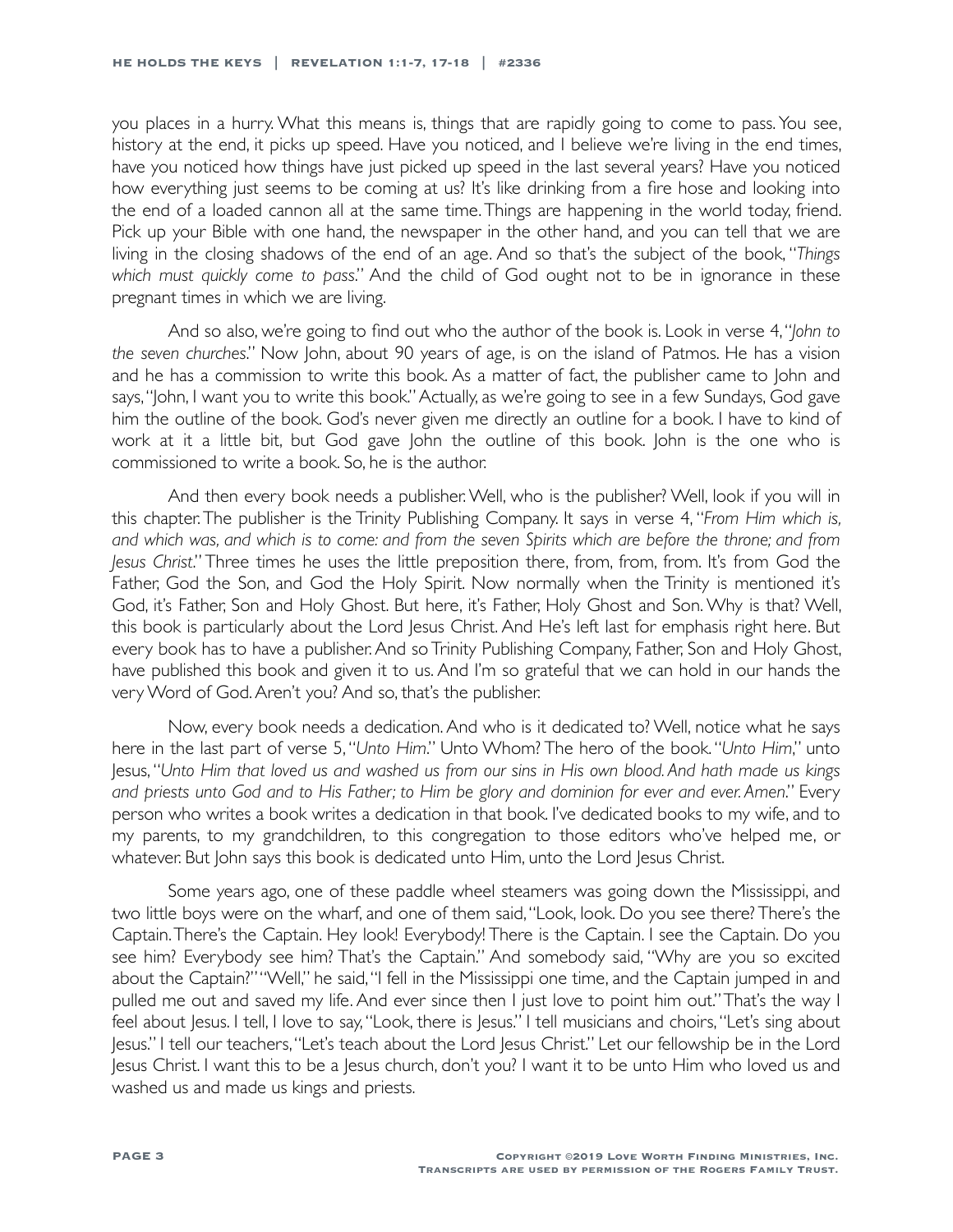you places in a hurry. What this means is, things that are rapidly going to come to pass. You see, history at the end, it picks up speed. Have you noticed, and I believe we're living in the end times, have you noticed how things have just picked up speed in the last several years? Have you noticed how everything just seems to be coming at us? It's like drinking from a fire hose and looking into the end of a loaded cannon all at the same time. Things are happening in the world today, friend. Pick up your Bible with one hand, the newspaper in the other hand, and you can tell that we are living in the closing shadows of the end of an age. And so that's the subject of the book, "*Things which must quickly come to pass*." And the child of God ought not to be in ignorance in these pregnant times in which we are living.

And so also, we're going to find out who the author of the book is. Look in verse 4, "*John to the seven churches*." Now John, about 90 years of age, is on the island of Patmos. He has a vision and he has a commission to write this book. As a matter of fact, the publisher came to John and says, "John, I want you to write this book." Actually, as we're going to see in a few Sundays, God gave him the outline of the book. God's never given me directly an outline for a book. I have to kind of work at it a little bit, but God gave John the outline of this book. John is the one who is commissioned to write a book. So, he is the author.

And then every book needs a publisher. Well, who is the publisher? Well, look if you will in this chapter. The publisher is the Trinity Publishing Company. It says in verse 4, "*From Him which is, and which was, and which is to come: and from the seven Spirits which are before the throne; and from Jesus Christ*." Three times he uses the little preposition there, from, from, from. It's from God the Father, God the Son, and God the Holy Spirit. Now normally when the Trinity is mentioned it's God, it's Father, Son and Holy Ghost. But here, it's Father, Holy Ghost and Son. Why is that? Well, this book is particularly about the Lord Jesus Christ. And He's left last for emphasis right here. But every book has to have a publisher. And so Trinity Publishing Company, Father, Son and Holy Ghost, have published this book and given it to us. And I'm so grateful that we can hold in our hands the very Word of God. Aren't you? And so, that's the publisher.

Now, every book needs a dedication. And who is it dedicated to? Well, notice what he says here in the last part of verse 5, "*Unto Him*." Unto Whom? The hero of the book. "*Unto Him*," unto Jesus, "*Unto Him that loved us and washed us from our sins in His own blood. And hath made us kings and priests unto God and to His Father; to Him be glory and dominion for ever and ever. Amen*." Every person who writes a book writes a dedication in that book. I've dedicated books to my wife, and to my parents, to my grandchildren, to this congregation to those editors who've helped me, or whatever. But John says this book is dedicated unto Him, unto the Lord Jesus Christ.

Some years ago, one of these paddle wheel steamers was going down the Mississippi, and two little boys were on the wharf, and one of them said, "Look, look. Do you see there? There's the Captain. There's the Captain. Hey look! Everybody! There is the Captain. I see the Captain. Do you see him? Everybody see him? That's the Captain." And somebody said, "Why are you so excited about the Captain?" "Well," he said, "I fell in the Mississippi one time, and the Captain jumped in and pulled me out and saved my life. And ever since then I just love to point him out." That's the way I feel about Jesus. I tell, I love to say, "Look, there is Jesus." I tell musicians and choirs, "Let's sing about Jesus." I tell our teachers, "Let's teach about the Lord Jesus Christ." Let our fellowship be in the Lord Jesus Christ. I want this to be a Jesus church, don't you? I want it to be unto Him who loved us and washed us and made us kings and priests.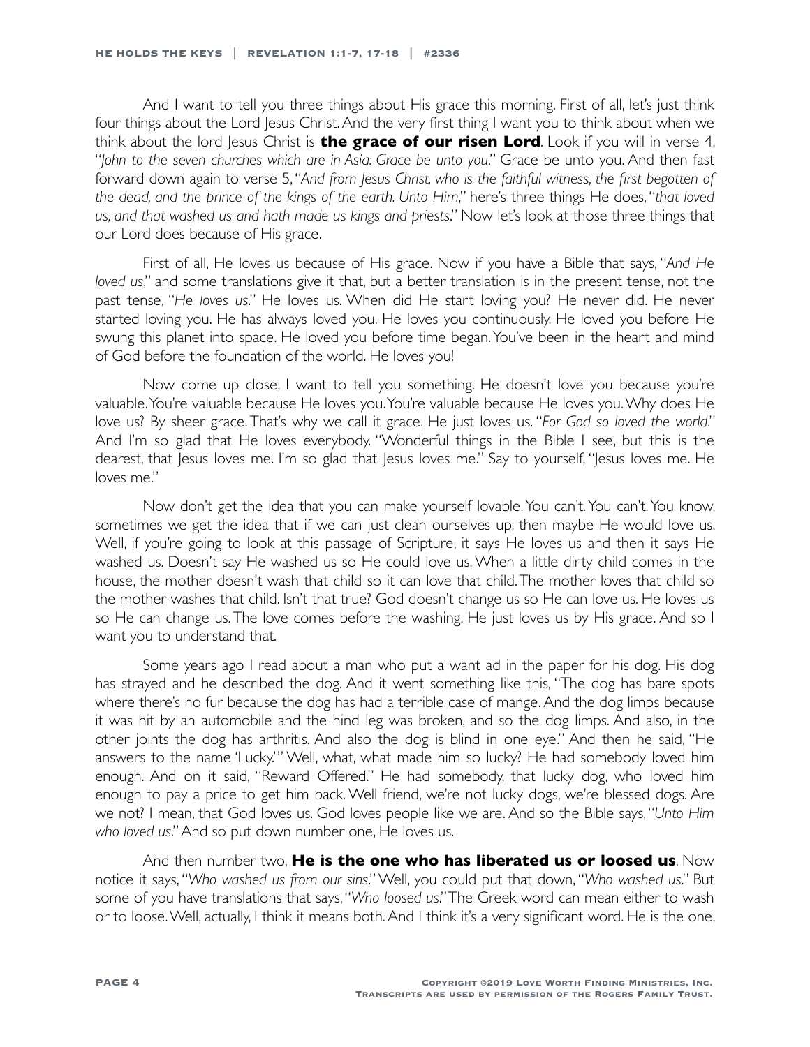And I want to tell you three things about His grace this morning. First of all, let's just think four things about the Lord Jesus Christ. And the very first thing I want you to think about when we think about the lord Jesus Christ is **the grace of our risen Lord**. Look if you will in verse 4, "*John to the seven churches which are in Asia: Grace be unto you*." Grace be unto you. And then fast forward down again to verse 5, "*And from Jesus Christ, who is the faithful witness, the first begotten of the dead, and the prince of the kings of the earth. Unto Him*," here's three things He does, "*that loved us, and that washed us and hath made us kings and priests*." Now let's look at those three things that our Lord does because of His grace.

First of all, He loves us because of His grace. Now if you have a Bible that says, "*And He loved us*," and some translations give it that, but a better translation is in the present tense, not the past tense, "*He loves us*." He loves us. When did He start loving you? He never did. He never started loving you. He has always loved you. He loves you continuously. He loved you before He swung this planet into space. He loved you before time began. You've been in the heart and mind of God before the foundation of the world. He loves you!

Now come up close, I want to tell you something. He doesn't love you because you're valuable. You're valuable because He loves you. You're valuable because He loves you. Why does He love us? By sheer grace. That's why we call it grace. He just loves us. "*For God so loved the world*." And I'm so glad that He loves everybody. "Wonderful things in the Bible I see, but this is the dearest, that Jesus loves me. I'm so glad that Jesus loves me." Say to yourself, "Jesus loves me. He loves me."

Now don't get the idea that you can make yourself lovable. You can't. You can't. You know, sometimes we get the idea that if we can just clean ourselves up, then maybe He would love us. Well, if you're going to look at this passage of Scripture, it says He loves us and then it says He washed us. Doesn't say He washed us so He could love us. When a little dirty child comes in the house, the mother doesn't wash that child so it can love that child. The mother loves that child so the mother washes that child. Isn't that true? God doesn't change us so He can love us. He loves us so He can change us. The love comes before the washing. He just loves us by His grace. And so I want you to understand that.

Some years ago I read about a man who put a want ad in the paper for his dog. His dog has strayed and he described the dog. And it went something like this, "The dog has bare spots where there's no fur because the dog has had a terrible case of mange. And the dog limps because it was hit by an automobile and the hind leg was broken, and so the dog limps. And also, in the other joints the dog has arthritis. And also the dog is blind in one eye." And then he said, "He answers to the name 'Lucky.'" Well, what, what made him so lucky? He had somebody loved him enough. And on it said, "Reward Offered." He had somebody, that lucky dog, who loved him enough to pay a price to get him back. Well friend, we're not lucky dogs, we're blessed dogs. Are we not? I mean, that God loves us. God loves people like we are. And so the Bible says, "*Unto Him who loved us*." And so put down number one, He loves us.

And then number two, **He is the one who has liberated us or loosed us**. Now notice it says, "*Who washed us from our sins*." Well, you could put that down, "*Who washed us*." But some of you have translations that says, "*Who loosed us*." The Greek word can mean either to wash or to loose. Well, actually, I think it means both. And I think it's a very significant word. He is the one,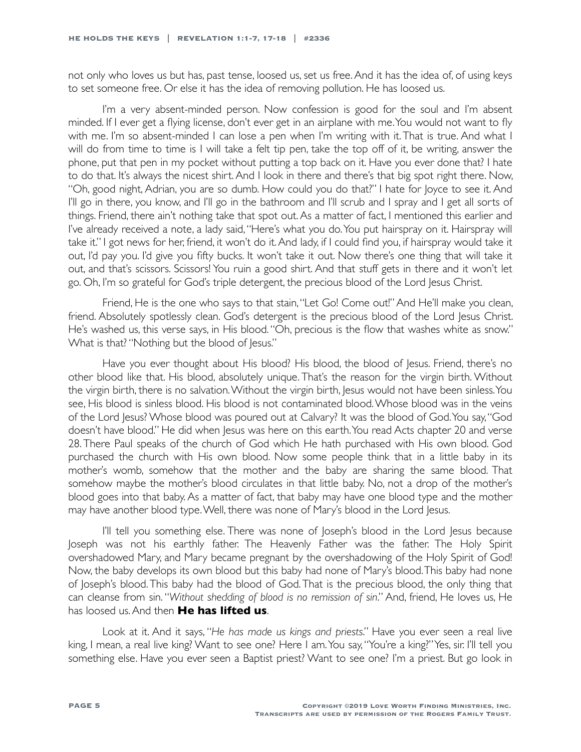not only who loves us but has, past tense, loosed us, set us free. And it has the idea of, of using keys to set someone free. Or else it has the idea of removing pollution. He has loosed us.

I'm a very absent-minded person. Now confession is good for the soul and I'm absent minded. If I ever get a flying license, don't ever get in an airplane with me. You would not want to fly with me. I'm so absent-minded I can lose a pen when I'm writing with it. That is true. And what I will do from time to time is I will take a felt tip pen, take the top off of it, be writing, answer the phone, put that pen in my pocket without putting a top back on it. Have you ever done that? I hate to do that. It's always the nicest shirt. And I look in there and there's that big spot right there. Now, "Oh, good night, Adrian, you are so dumb. How could you do that?" I hate for Joyce to see it. And I'll go in there, you know, and I'll go in the bathroom and I'll scrub and I spray and I get all sorts of things. Friend, there ain't nothing take that spot out. As a matter of fact, I mentioned this earlier and I've already received a note, a lady said, "Here's what you do. You put hairspray on it. Hairspray will take it." I got news for her, friend, it won't do it. And lady, if I could find you, if hairspray would take it out, I'd pay you. I'd give you fifty bucks. It won't take it out. Now there's one thing that will take it out, and that's scissors. Scissors! You ruin a good shirt. And that stuff gets in there and it won't let go. Oh, I'm so grateful for God's triple detergent, the precious blood of the Lord Jesus Christ.

Friend, He is the one who says to that stain, "Let Go! Come out!" And He'll make you clean, friend. Absolutely spotlessly clean. God's detergent is the precious blood of the Lord Jesus Christ. He's washed us, this verse says, in His blood. "Oh, precious is the flow that washes white as snow." What is that? "Nothing but the blood of Jesus."

Have you ever thought about His blood? His blood, the blood of Jesus. Friend, there's no other blood like that. His blood, absolutely unique. That's the reason for the virgin birth. Without the virgin birth, there is no salvation. Without the virgin birth, Jesus would not have been sinless. You see, His blood is sinless blood. His blood is not contaminated blood. Whose blood was in the veins of the Lord Jesus? Whose blood was poured out at Calvary? It was the blood of God. You say, "God doesn't have blood." He did when Jesus was here on this earth. You read Acts chapter 20 and verse 28. There Paul speaks of the church of God which He hath purchased with His own blood. God purchased the church with His own blood. Now some people think that in a little baby in its mother's womb, somehow that the mother and the baby are sharing the same blood. That somehow maybe the mother's blood circulates in that little baby. No, not a drop of the mother's blood goes into that baby. As a matter of fact, that baby may have one blood type and the mother may have another blood type. Well, there was none of Mary's blood in the Lord Jesus.

I'll tell you something else. There was none of Joseph's blood in the Lord Jesus because Joseph was not his earthly father. The Heavenly Father was the father. The Holy Spirit overshadowed Mary, and Mary became pregnant by the overshadowing of the Holy Spirit of God! Now, the baby develops its own blood but this baby had none of Mary's blood. This baby had none of Joseph's blood. This baby had the blood of God. That is the precious blood, the only thing that can cleanse from sin. "*Without shedding of blood is no remission of sin*." And, friend, He loves us, He has loosed us. And then **He has lifted us**.

Look at it. And it says, "*He has made us kings and priests*." Have you ever seen a real live king, I mean, a real live king? Want to see one? Here I am. You say, "You're a king?" Yes, sir. I'll tell you something else. Have you ever seen a Baptist priest? Want to see one? I'm a priest. But go look in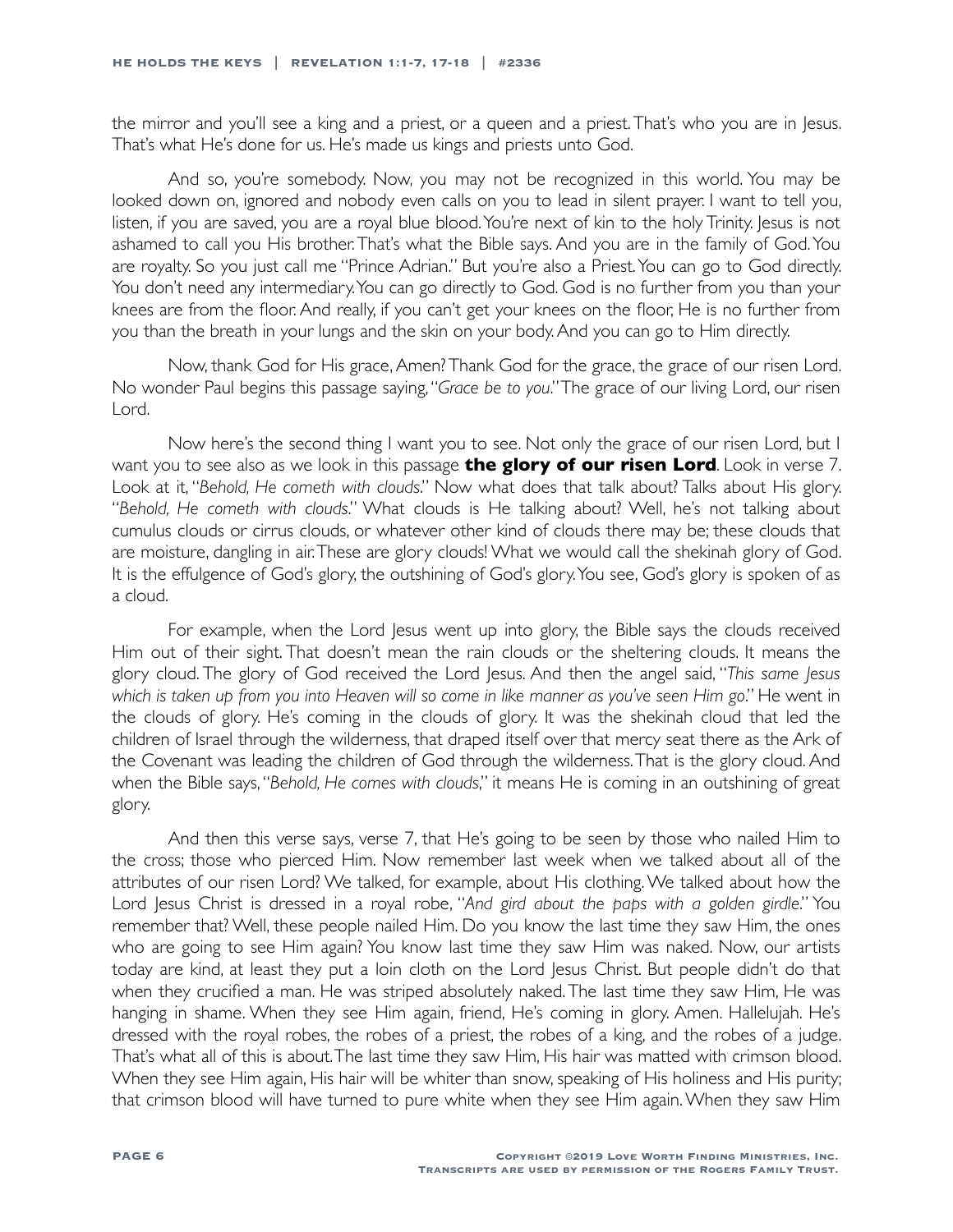the mirror and you'll see a king and a priest, or a queen and a priest. That's who you are in Jesus. That's what He's done for us. He's made us kings and priests unto God.

And so, you're somebody. Now, you may not be recognized in this world. You may be looked down on, ignored and nobody even calls on you to lead in silent prayer. I want to tell you, listen, if you are saved, you are a royal blue blood. You're next of kin to the holy Trinity. Jesus is not ashamed to call you His brother. That's what the Bible says. And you are in the family of God. You are royalty. So you just call me "Prince Adrian." But you're also a Priest. You can go to God directly. You don't need any intermediary. You can go directly to God. God is no further from you than your knees are from the floor. And really, if you can't get your knees on the floor, He is no further from you than the breath in your lungs and the skin on your body. And you can go to Him directly.

Now, thank God for His grace, Amen? Thank God for the grace, the grace of our risen Lord. No wonder Paul begins this passage saying, "*Grace be to you*." The grace of our living Lord, our risen Lord.

Now here's the second thing I want you to see. Not only the grace of our risen Lord, but I want you to see also as we look in this passage **the glory of our risen Lord**. Look in verse 7. Look at it, "*Behold, He cometh with clouds*." Now what does that talk about? Talks about His glory. "*Behold, He cometh with clouds*." What clouds is He talking about? Well, he's not talking about cumulus clouds or cirrus clouds, or whatever other kind of clouds there may be; these clouds that are moisture, dangling in air. These are glory clouds! What we would call the shekinah glory of God. It is the effulgence of God's glory, the outshining of God's glory. You see, God's glory is spoken of as a cloud.

For example, when the Lord Jesus went up into glory, the Bible says the clouds received Him out of their sight. That doesn't mean the rain clouds or the sheltering clouds. It means the glory cloud. The glory of God received the Lord Jesus. And then the angel said, "*This same Jesus which is taken up from you into Heaven will so come in like manner as you've seen Him go*." He went in the clouds of glory. He's coming in the clouds of glory. It was the shekinah cloud that led the children of Israel through the wilderness, that draped itself over that mercy seat there as the Ark of the Covenant was leading the children of God through the wilderness. That is the glory cloud. And when the Bible says, "*Behold, He comes with clouds*," it means He is coming in an outshining of great glory.

And then this verse says, verse 7, that He's going to be seen by those who nailed Him to the cross; those who pierced Him. Now remember last week when we talked about all of the attributes of our risen Lord? We talked, for example, about His clothing. We talked about how the Lord Jesus Christ is dressed in a royal robe, "*And gird about the paps with a golden girdle*." You remember that? Well, these people nailed Him. Do you know the last time they saw Him, the ones who are going to see Him again? You know last time they saw Him was naked. Now, our artists today are kind, at least they put a loin cloth on the Lord Jesus Christ. But people didn't do that when they crucified a man. He was striped absolutely naked. The last time they saw Him, He was hanging in shame. When they see Him again, friend, He's coming in glory. Amen. Hallelujah. He's dressed with the royal robes, the robes of a priest, the robes of a king, and the robes of a judge. That's what all of this is about. The last time they saw Him, His hair was matted with crimson blood. When they see Him again, His hair will be whiter than snow, speaking of His holiness and His purity; that crimson blood will have turned to pure white when they see Him again. When they saw Him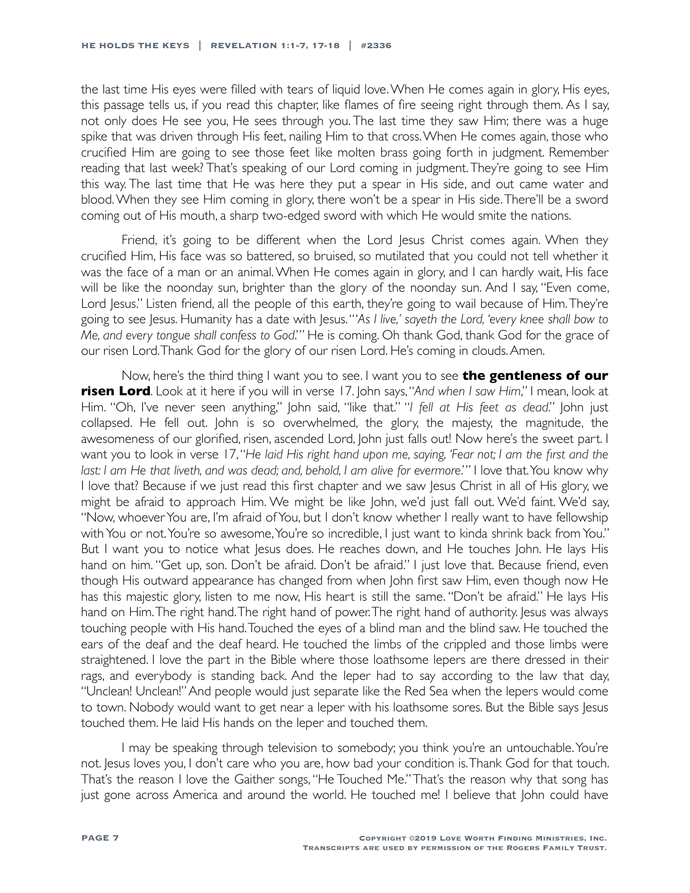the last time His eyes were filled with tears of liquid love. When He comes again in glory, His eyes, this passage tells us, if you read this chapter, like flames of fire seeing right through them. As I say, not only does He see you, He sees through you. The last time they saw Him; there was a huge spike that was driven through His feet, nailing Him to that cross. When He comes again, those who crucified Him are going to see those feet like molten brass going forth in judgment. Remember reading that last week? That's speaking of our Lord coming in judgment. They're going to see Him this way. The last time that He was here they put a spear in His side, and out came water and blood. When they see Him coming in glory, there won't be a spear in His side. There'll be a sword coming out of His mouth, a sharp two-edged sword with which He would smite the nations.

Friend, it's going to be different when the Lord Jesus Christ comes again. When they crucified Him, His face was so battered, so bruised, so mutilated that you could not tell whether it was the face of a man or an animal. When He comes again in glory, and I can hardly wait, His face will be like the noonday sun, brighter than the glory of the noonday sun. And I say, "Even come, Lord Jesus." Listen friend, all the people of this earth, they're going to wail because of Him. They're going to see Jesus. Humanity has a date with Jesus. "'*As I live,' sayeth the Lord, 'every knee shall bow to Me, and every tongue shall confess to God*.'" He is coming. Oh thank God, thank God for the grace of our risen Lord. Thank God for the glory of our risen Lord. He's coming in clouds. Amen.

Now, here's the third thing I want you to see. I want you to see **the gentleness of our risen Lord**. Look at it here if you will in verse 17. John says, "*And when I saw Him*," I mean, look at Him. "Oh, I've never seen anything," John said, "like that." "*I fell at His feet as dead*." John just collapsed. He fell out. John is so overwhelmed, the glory, the majesty, the magnitude, the awesomeness of our glorified, risen, ascended Lord, John just falls out! Now here's the sweet part. I want you to look in verse 17, "*He laid His right hand upon me, saying, 'Fear not; I am the first and the last: I am He that liveth, and was dead; and, behold, I am alive for evermore*.'" I love that. You know why I love that? Because if we just read this first chapter and we saw Jesus Christ in all of His glory, we might be afraid to approach Him. We might be like John, we'd just fall out. We'd faint. We'd say, "Now, whoever You are, I'm afraid of You, but I don't know whether I really want to have fellowship with You or not. You're so awesome, You're so incredible, I just want to kinda shrink back from You." But I want you to notice what Jesus does. He reaches down, and He touches John. He lays His hand on him. "Get up, son. Don't be afraid. Don't be afraid." I just love that. Because friend, even though His outward appearance has changed from when John first saw Him, even though now He has this majestic glory, listen to me now, His heart is still the same. "Don't be afraid." He lays His hand on Him. The right hand. The right hand of power. The right hand of authority. Jesus was always touching people with His hand. Touched the eyes of a blind man and the blind saw. He touched the ears of the deaf and the deaf heard. He touched the limbs of the crippled and those limbs were straightened. I love the part in the Bible where those loathsome lepers are there dressed in their rags, and everybody is standing back. And the leper had to say according to the law that day, "Unclean! Unclean!" And people would just separate like the Red Sea when the lepers would come to town. Nobody would want to get near a leper with his loathsome sores. But the Bible says Jesus touched them. He laid His hands on the leper and touched them.

I may be speaking through television to somebody; you think you're an untouchable. You're not. Jesus loves you, I don't care who you are, how bad your condition is. Thank God for that touch. That's the reason I love the Gaither songs, "He Touched Me." That's the reason why that song has just gone across America and around the world. He touched me! I believe that John could have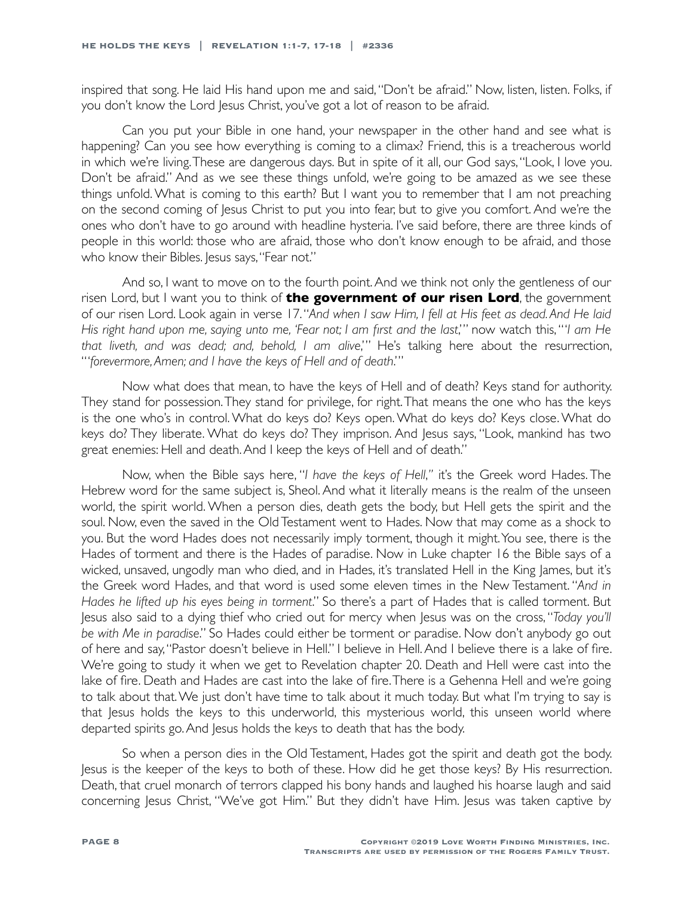inspired that song. He laid His hand upon me and said, "Don't be afraid." Now, listen, listen. Folks, if you don't know the Lord Jesus Christ, you've got a lot of reason to be afraid.

Can you put your Bible in one hand, your newspaper in the other hand and see what is happening? Can you see how everything is coming to a climax? Friend, this is a treacherous world in which we're living. These are dangerous days. But in spite of it all, our God says, "Look, I love you. Don't be afraid." And as we see these things unfold, we're going to be amazed as we see these things unfold. What is coming to this earth? But I want you to remember that I am not preaching on the second coming of Jesus Christ to put you into fear, but to give you comfort. And we're the ones who don't have to go around with headline hysteria. I've said before, there are three kinds of people in this world: those who are afraid, those who don't know enough to be afraid, and those who know their Bibles. Jesus says, "Fear not."

And so, I want to move on to the fourth point. And we think not only the gentleness of our risen Lord, but I want you to think of **the government of our risen Lord**, the government of our risen Lord. Look again in verse 17. "*And when I saw Him, I fell at His feet as dead. And He laid His right hand upon me, saying unto me, 'Fear not; I am first and the last*,'" now watch this, "'*I am He that liveth, and was dead; and, behold, I am alive*,'" He's talking here about the resurrection, "'*forevermore, Amen; and I have the keys of Hell and of death*.'"

Now what does that mean, to have the keys of Hell and of death? Keys stand for authority. They stand for possession. They stand for privilege, for right. That means the one who has the keys is the one who's in control. What do keys do? Keys open. What do keys do? Keys close. What do keys do? They liberate. What do keys do? They imprison. And Jesus says, "Look, mankind has two great enemies: Hell and death. And I keep the keys of Hell and of death."

Now, when the Bible says here, "*I have the keys of Hell*," it's the Greek word Hades. The Hebrew word for the same subject is, Sheol. And what it literally means is the realm of the unseen world, the spirit world. When a person dies, death gets the body, but Hell gets the spirit and the soul. Now, even the saved in the Old Testament went to Hades. Now that may come as a shock to you. But the word Hades does not necessarily imply torment, though it might. You see, there is the Hades of torment and there is the Hades of paradise. Now in Luke chapter 16 the Bible says of a wicked, unsaved, ungodly man who died, and in Hades, it's translated Hell in the King James, but it's the Greek word Hades, and that word is used some eleven times in the New Testament. "*And in Hades he lifted up his eyes being in torment*." So there's a part of Hades that is called torment. But Jesus also said to a dying thief who cried out for mercy when Jesus was on the cross, "*Today you'll be with Me in paradise*." So Hades could either be torment or paradise. Now don't anybody go out of here and say, "Pastor doesn't believe in Hell." I believe in Hell. And I believe there is a lake of fire. We're going to study it when we get to Revelation chapter 20. Death and Hell were cast into the lake of fire. Death and Hades are cast into the lake of fire. There is a Gehenna Hell and we're going to talk about that. We just don't have time to talk about it much today. But what I'm trying to say is that Jesus holds the keys to this underworld, this mysterious world, this unseen world where departed spirits go. And Jesus holds the keys to death that has the body.

So when a person dies in the Old Testament, Hades got the spirit and death got the body. Jesus is the keeper of the keys to both of these. How did he get those keys? By His resurrection. Death, that cruel monarch of terrors clapped his bony hands and laughed his hoarse laugh and said concerning Jesus Christ, "We've got Him." But they didn't have Him. Jesus was taken captive by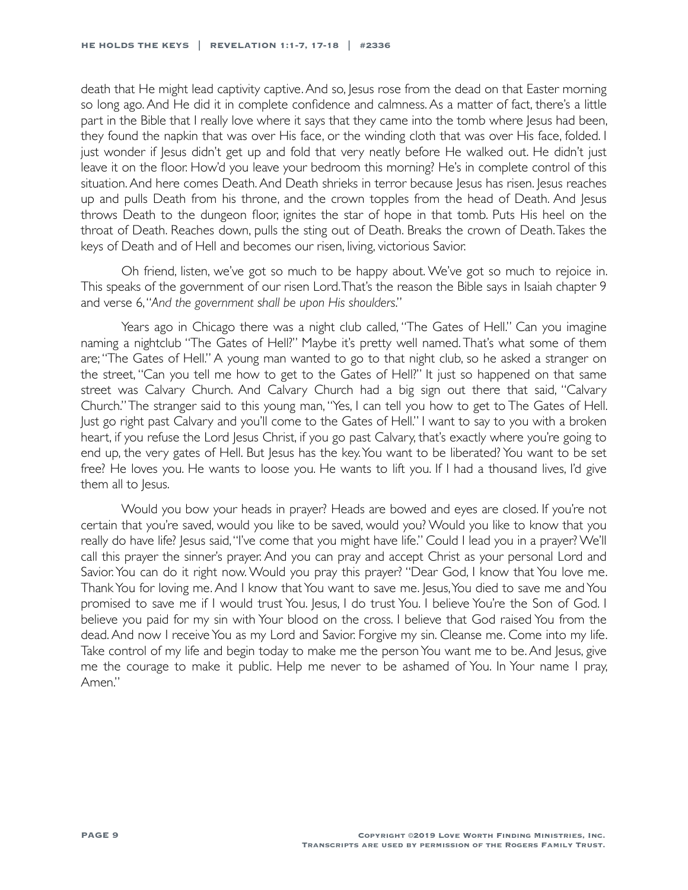death that He might lead captivity captive. And so, Jesus rose from the dead on that Easter morning so long ago. And He did it in complete confidence and calmness. As a matter of fact, there's a little part in the Bible that I really love where it says that they came into the tomb where Jesus had been, they found the napkin that was over His face, or the winding cloth that was over His face, folded. I just wonder if Jesus didn't get up and fold that very neatly before He walked out. He didn't just leave it on the floor. How'd you leave your bedroom this morning? He's in complete control of this situation. And here comes Death. And Death shrieks in terror because Jesus has risen. Jesus reaches up and pulls Death from his throne, and the crown topples from the head of Death. And Jesus throws Death to the dungeon floor, ignites the star of hope in that tomb. Puts His heel on the throat of Death. Reaches down, pulls the sting out of Death. Breaks the crown of Death. Takes the keys of Death and of Hell and becomes our risen, living, victorious Savior.

Oh friend, listen, we've got so much to be happy about. We've got so much to rejoice in. This speaks of the government of our risen Lord. That's the reason the Bible says in Isaiah chapter 9 and verse 6, "*And the government shall be upon His shoulders*."

Years ago in Chicago there was a night club called, "The Gates of Hell." Can you imagine naming a nightclub "The Gates of Hell?" Maybe it's pretty well named. That's what some of them are; "The Gates of Hell." A young man wanted to go to that night club, so he asked a stranger on the street, "Can you tell me how to get to the Gates of Hell?" It just so happened on that same street was Calvary Church. And Calvary Church had a big sign out there that said, "Calvary Church." The stranger said to this young man, "Yes, I can tell you how to get to The Gates of Hell. Just go right past Calvary and you'll come to the Gates of Hell." I want to say to you with a broken heart, if you refuse the Lord Jesus Christ, if you go past Calvary, that's exactly where you're going to end up, the very gates of Hell. But Jesus has the key. You want to be liberated? You want to be set free? He loves you. He wants to loose you. He wants to lift you. If I had a thousand lives, I'd give them all to Jesus.

Would you bow your heads in prayer? Heads are bowed and eyes are closed. If you're not certain that you're saved, would you like to be saved, would you? Would you like to know that you really do have life? Jesus said, "I've come that you might have life." Could I lead you in a prayer? We'll call this prayer the sinner's prayer. And you can pray and accept Christ as your personal Lord and Savior. You can do it right now. Would you pray this prayer? "Dear God, I know that You love me. Thank You for loving me. And I know that You want to save me. Jesus, You died to save me and You promised to save me if I would trust You. Jesus, I do trust You. I believe You're the Son of God. I believe you paid for my sin with Your blood on the cross. I believe that God raised You from the dead. And now I receive You as my Lord and Savior. Forgive my sin. Cleanse me. Come into my life. Take control of my life and begin today to make me the person You want me to be. And Jesus, give me the courage to make it public. Help me never to be ashamed of You. In Your name I pray, Amen."